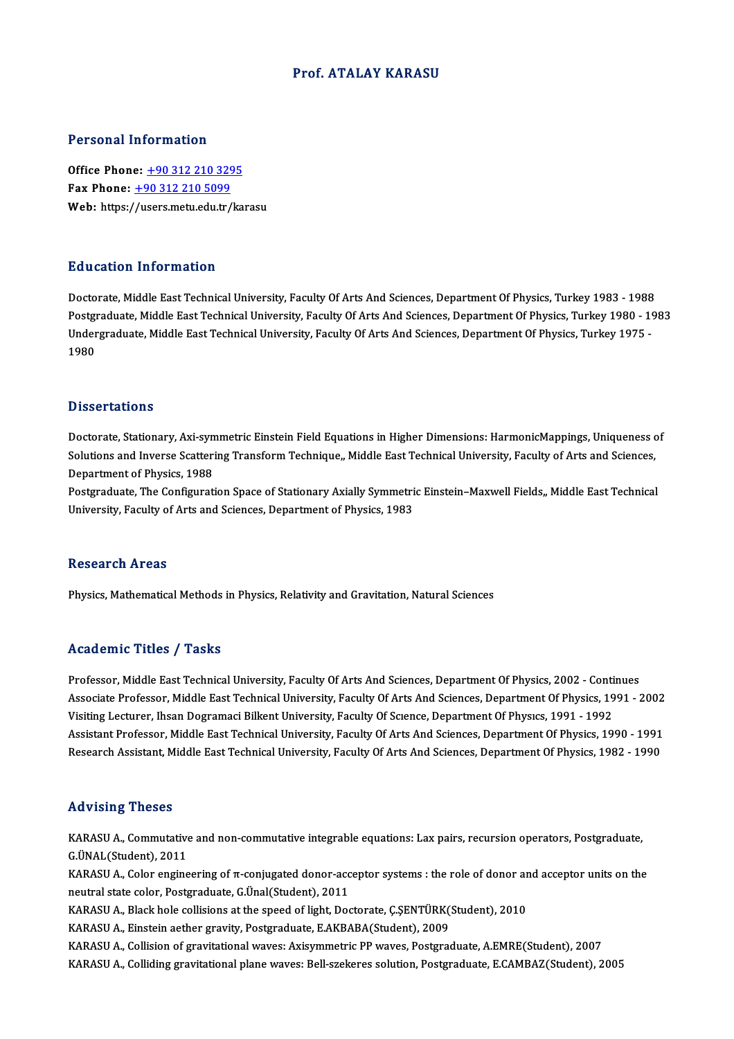# Prof. ATALAY KARASU

## Personal Information

**Office Phone:** +90 312 210 3295
**Fax Phone:** +90 312 210 5099
**Web:** https://users.metu.edu.tr/karasu

## Education Information

Doctorate, Middle East Technical University, Faculty Of Arts And Sciences, Department Of Physics, Turkey 1983 - 1988
Postgraduate, Middle East Technical University, Faculty Of Arts And Sciences, Department Of Physics, Turkey 1980 - 1983
Undergraduate, Middle East Technical University, Faculty Of Arts And Sciences, Department Of Physics, Turkey 1975 - 1980

## Dissertations

Doctorate, Stationary, Axi-symmetric Einstein Field Equations in Higher Dimensions: HarmonicMappings, Uniqueness of Solutions and Inverse Scattering Transform Technique,, Middle East Technical University, Faculty of Arts and Sciences, Department of Physics, 1988
Postgraduate, The Configuration Space of Stationary Axially Symmetric Einstein–Maxwell Fields,, Middle East Technical University, Faculty of Arts and Sciences, Department of Physics, 1983

## Research Areas

Physics, Mathematical Methods in Physics, Relativity and Gravitation, Natural Sciences

## Academic Titles / Tasks

Professor, Middle East Technical University, Faculty Of Arts And Sciences, Department Of Physics, 2002 - Continues
Associate Professor, Middle East Technical University, Faculty Of Arts And Sciences, Department Of Physics, 1991 - 2002
Visiting Lecturer, Ihsan Dogramaci Bilkent University, Faculty Of Scıence, Department Of Physıcs, 1991 - 1992
Assistant Professor, Middle East Technical University, Faculty Of Arts And Sciences, Department Of Physics, 1990 - 1991
Research Assistant, Middle East Technical University, Faculty Of Arts And Sciences, Department Of Physics, 1982 - 1990

## Advising Theses

KARASU A., Commutative and non-commutative integrable equations: Lax pairs, recursion operators, Postgraduate, G.ÜNAL(Student), 2011
KARASU A., Color engineering of π-conjugated donor-acceptor systems : the role of donor and acceptor units on the neutral state color, Postgraduate, G.Ünal(Student), 2011
KARASU A., Black hole collisions at the speed of light, Doctorate, Ç.ŞENTÜRK(Student), 2010
KARASU A., Einstein aether gravity, Postgraduate, E.AKBABA(Student), 2009
KARASU A., Collision of gravitational waves: Axisymmetric PP waves, Postgraduate, A.EMRE(Student), 2007
KARASU A., Colliding gravitational plane waves: Bell-szekeres solution, Postgraduate, E.CAMBAZ(Student), 2005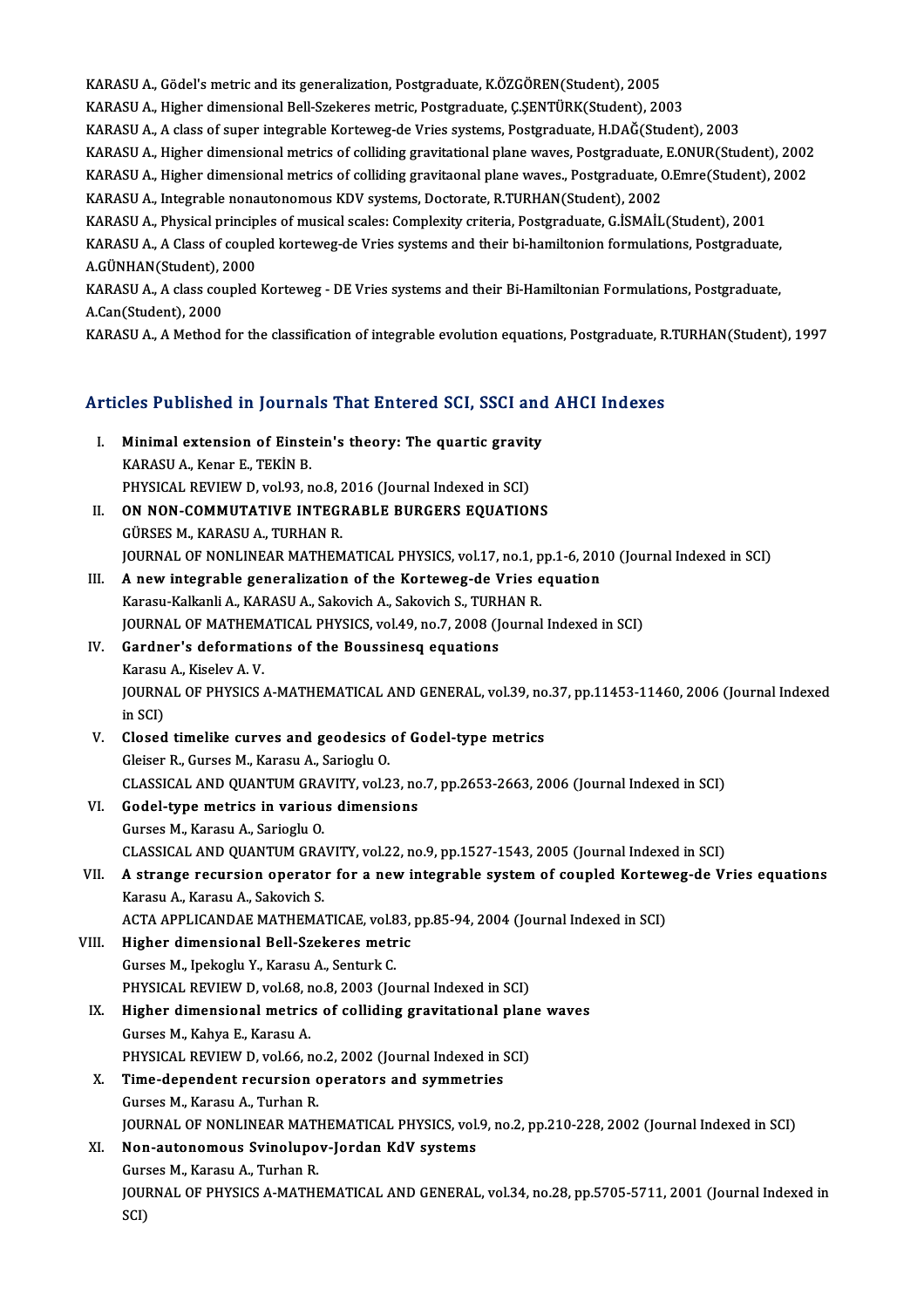KARASU A., Gödel's metric and its generalization, Postgraduate, K.ÖZGÖREN(Student), 2005

KARASU A., Higher dimensional Bell-Szekeres metric, Postgraduate, Ç.ŞENTÜRK(Student), 2003

KARASU A., A class of super integrable Korteweg-de Vries systems, Postgraduate, H.DAĞ(Student), 2003

KARASU A., Higher dimensional metrics of colliding gravitational plane waves, Postgraduate, E.ONUR(Student), 2002

KARASU A., Higher dimensional metrics of colliding gravitaonal plane waves., Postgraduate, O.Emre(Student), 2002

KARASU A., Integrable nonautonomous KDV systems, Doctorate, R.TURHAN(Student), 2002

KARASU A., Physical principles of musical scales: Complexity criteria, Postgraduate, G.İSMAİL(Student), 2001

KARASU A., A Class of coupled korteweg-de Vries systems and their bi-hamiltonion formulations, Postgraduate, A.GÜNHAN(Student), 2000

KARASU A., A class coupled Korteweg - DE Vries systems and their Bi-Hamiltonian Formulations, Postgraduate, A.Can(Student), 2000

KARASU A., A Method for the classification of integrable evolution equations, Postgraduate, R.TURHAN(Student), 1997

## Articles Published in Journals That Entered SCI, SSCI and AHCI Indexes

I. **Minimal extension of Einstein's theory: The quartic gravity**
KARASU A., Kenar E., TEKİN B.
PHYSICAL REVIEW D, vol.93, no.8, 2016 (Journal Indexed in SCI)

II. **ON NON-COMMUTATIVE INTEGRABLE BURGERS EQUATIONS**
GÜRSES M., KARASU A., TURHAN R.
JOURNAL OF NONLINEAR MATHEMATICAL PHYSICS, vol.17, no.1, pp.1-6, 2010 (Journal Indexed in SCI)

III. **A new integrable generalization of the Korteweg-de Vries equation**
Karasu-Kalkanli A., KARASU A., Sakovich A., Sakovich S., TURHAN R.
JOURNAL OF MATHEMATICAL PHYSICS, vol.49, no.7, 2008 (Journal Indexed in SCI)

IV. **Gardner's deformations of the Boussinesq equations**
Karasu A., Kiselev A. V.
JOURNAL OF PHYSICS A-MATHEMATICAL AND GENERAL, vol.39, no.37, pp.11453-11460, 2006 (Journal Indexed in SCI)

V. **Closed timelike curves and geodesics of Godel-type metrics**
Gleiser R., Gurses M., Karasu A., Sarioglu O.
CLASSICAL AND QUANTUM GRAVITY, vol.23, no.7, pp.2653-2663, 2006 (Journal Indexed in SCI)

VI. **Godel-type metrics in various dimensions**
Gurses M., Karasu A., Sarioglu O.
CLASSICAL AND QUANTUM GRAVITY, vol.22, no.9, pp.1527-1543, 2005 (Journal Indexed in SCI)

VII. **A strange recursion operator for a new integrable system of coupled Korteweg-de Vries equations**
Karasu A., Karasu A., Sakovich S.
ACTA APPLICANDAE MATHEMATICAE, vol.83, pp.85-94, 2004 (Journal Indexed in SCI)

VIII. **Higher dimensional Bell-Szekeres metric**
Gurses M., Ipekoglu Y., Karasu A., Senturk C.
PHYSICAL REVIEW D, vol.68, no.8, 2003 (Journal Indexed in SCI)

IX. **Higher dimensional metrics of colliding gravitational plane waves**
Gurses M., Kahya E., Karasu A.
PHYSICAL REVIEW D, vol.66, no.2, 2002 (Journal Indexed in SCI)

X. **Time-dependent recursion operators and symmetries**
Gurses M., Karasu A., Turhan R.
JOURNAL OF NONLINEAR MATHEMATICAL PHYSICS, vol.9, no.2, pp.210-228, 2002 (Journal Indexed in SCI)

XI. **Non-autonomous Svinolupov-Jordan KdV systems**
Gurses M., Karasu A., Turhan R.
JOURNAL OF PHYSICS A-MATHEMATICAL AND GENERAL, vol.34, no.28, pp.5705-5711, 2001 (Journal Indexed in SCI)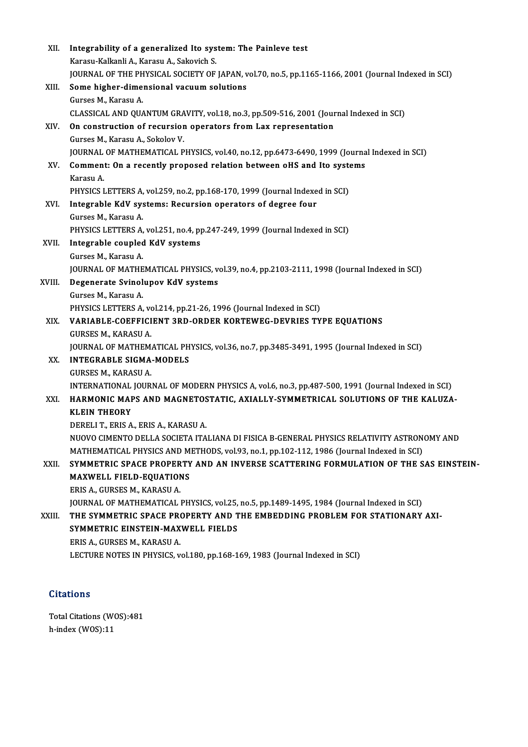XII. **Integrability of a generalized Ito system: The Painleve test**
Karasu-Kalkanli A., Karasu A., Sakovich S.
JOURNAL OF THE PHYSICAL SOCIETY OF JAPAN, vol.70, no.5, pp.1165-1166, 2001 (Journal Indexed in SCI)

XIII. **Some higher-dimensional vacuum solutions**
Gurses M., Karasu A.
CLASSICAL AND QUANTUM GRAVITY, vol.18, no.3, pp.509-516, 2001 (Journal Indexed in SCI)

XIV. **On construction of recursion operators from Lax representation**
Gurses M., Karasu A., Sokolov V.
JOURNAL OF MATHEMATICAL PHYSICS, vol.40, no.12, pp.6473-6490, 1999 (Journal Indexed in SCI)

XV. **Comment: On a recently proposed relation between oHS and Ito systems**
Karasu A.
PHYSICS LETTERS A, vol.259, no.2, pp.168-170, 1999 (Journal Indexed in SCI)

XVI. **Integrable KdV systems: Recursion operators of degree four**
Gurses M., Karasu A.
PHYSICS LETTERS A, vol.251, no.4, pp.247-249, 1999 (Journal Indexed in SCI)

XVII. **Integrable coupled KdV systems**
Gurses M., Karasu A.
JOURNAL OF MATHEMATICAL PHYSICS, vol.39, no.4, pp.2103-2111, 1998 (Journal Indexed in SCI)

XVIII. **Degenerate Svinolupov KdV systems**
Gurses M., Karasu A.
PHYSICS LETTERS A, vol.214, pp.21-26, 1996 (Journal Indexed in SCI)

XIX. **VARIABLE-COEFFICIENT 3RD-ORDER KORTEWEG-DEVRIES TYPE EQUATIONS**
GURSES M., KARASU A.
JOURNAL OF MATHEMATICAL PHYSICS, vol.36, no.7, pp.3485-3491, 1995 (Journal Indexed in SCI)

XX. **INTEGRABLE SIGMA-MODELS**
GURSES M., KARASU A.
INTERNATIONAL JOURNAL OF MODERN PHYSICS A, vol.6, no.3, pp.487-500, 1991 (Journal Indexed in SCI)

XXI. **HARMONIC MAPS AND MAGNETOSTATIC, AXIALLY-SYMMETRICAL SOLUTIONS OF THE KALUZA-KLEIN THEORY**
DERELI T., ERIS A., ERIS A., KARASU A.
NUOVO CIMENTO DELLA SOCIETA ITALIANA DI FISICA B-GENERAL PHYSICS RELATIVITY ASTRONOMY AND MATHEMATICAL PHYSICS AND METHODS, vol.93, no.1, pp.102-112, 1986 (Journal Indexed in SCI)

XXII. **SYMMETRIC SPACE PROPERTY AND AN INVERSE SCATTERING FORMULATION OF THE SAS EINSTEIN-MAXWELL FIELD-EQUATIONS**
ERIS A., GURSES M., KARASU A.
JOURNAL OF MATHEMATICAL PHYSICS, vol.25, no.5, pp.1489-1495, 1984 (Journal Indexed in SCI)

XXIII. **THE SYMMETRIC SPACE PROPERTY AND THE EMBEDDING PROBLEM FOR STATIONARY AXI-SYMMETRIC EINSTEIN-MAXWELL FIELDS**
ERIS A., GURSES M., KARASU A.
LECTURE NOTES IN PHYSICS, vol.180, pp.168-169, 1983 (Journal Indexed in SCI)

## Citations

Total Citations (WOS):481
h-index (WOS):11